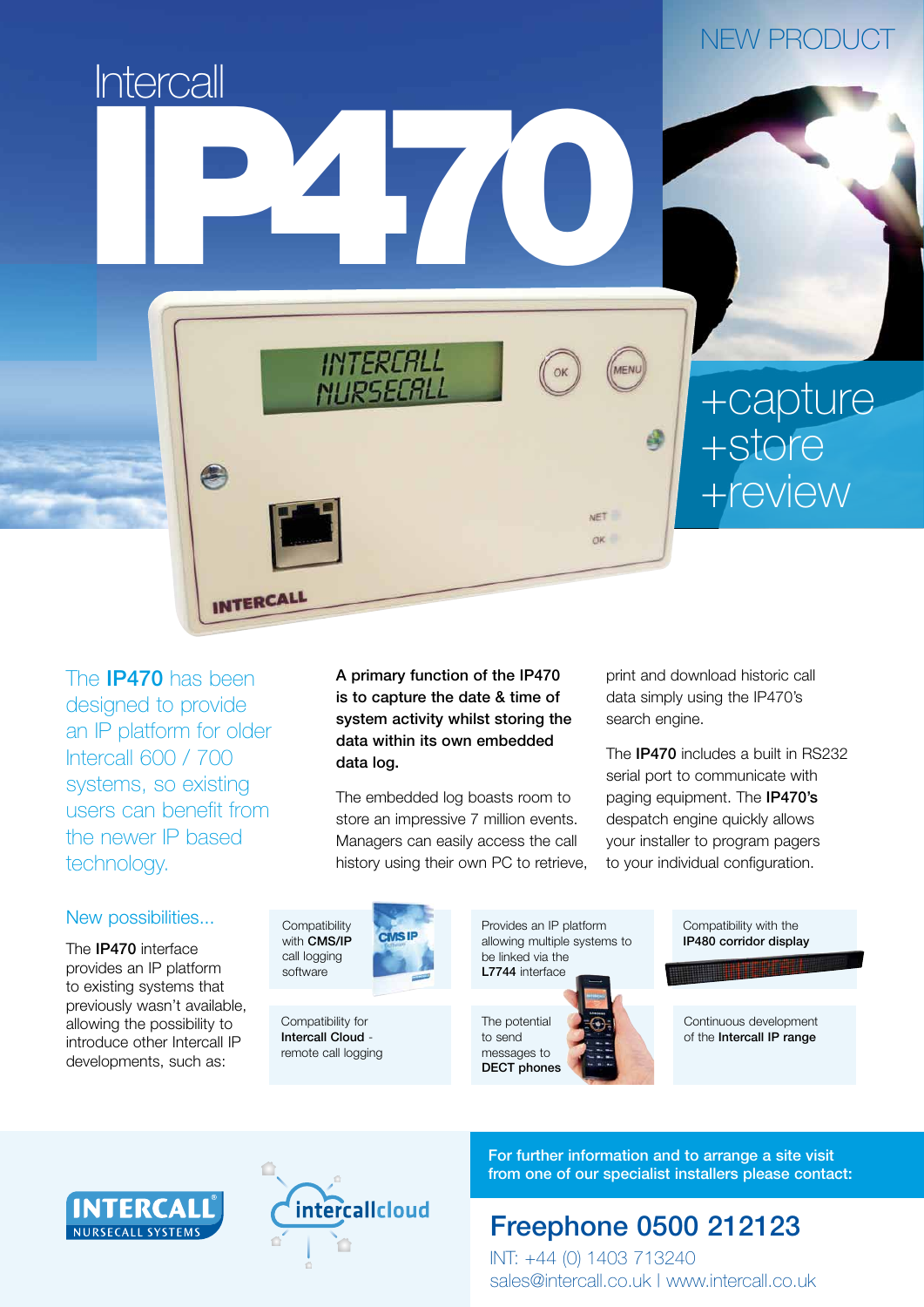NEW PRODUCT

# Intercall IP470

+capture
+store
+review

## The IP470 has been designed to provide an IP platform for older Intercall 600 / 700 systems, so existing users can benefit from the newer IP based technology.

**A primary function of the IP470 is to capture the date & time of system activity whilst storing the data within its own embedded data log.**

The embedded log boasts room to store an impressive 7 million events. Managers can easily access the call history using their own PC to retrieve, print and download historic call data simply using the IP470's search engine.

The **IP470** includes a built in RS232 serial port to communicate with paging equipment. The **IP470's** despatch engine quickly allows your installer to program pagers to your individual configuration.

### New possibilities...

The **IP470** interface provides an IP platform to existing systems that previously wasn't available, allowing the possibility to introduce other Intercall IP developments, such as:

- Compatibility with **CMS/IP** call logging software
- Provides an IP platform allowing multiple systems to be linked via the **L7744** interface
- Compatibility with the **IP480 corridor display**
- Compatibility for **Intercall Cloud** - remote call logging
- The potential to send messages to **DECT phones**
- Continuous development of the **Intercall IP range**

INTERCALL NURSECALL SYSTEMS

intercallcloud

**For further information and to arrange a site visit from one of our specialist installers please contact:**

## Freephone 0500 212123

INT: +44 (0) 1403 713240
sales@intercall.co.uk | www.intercall.co.uk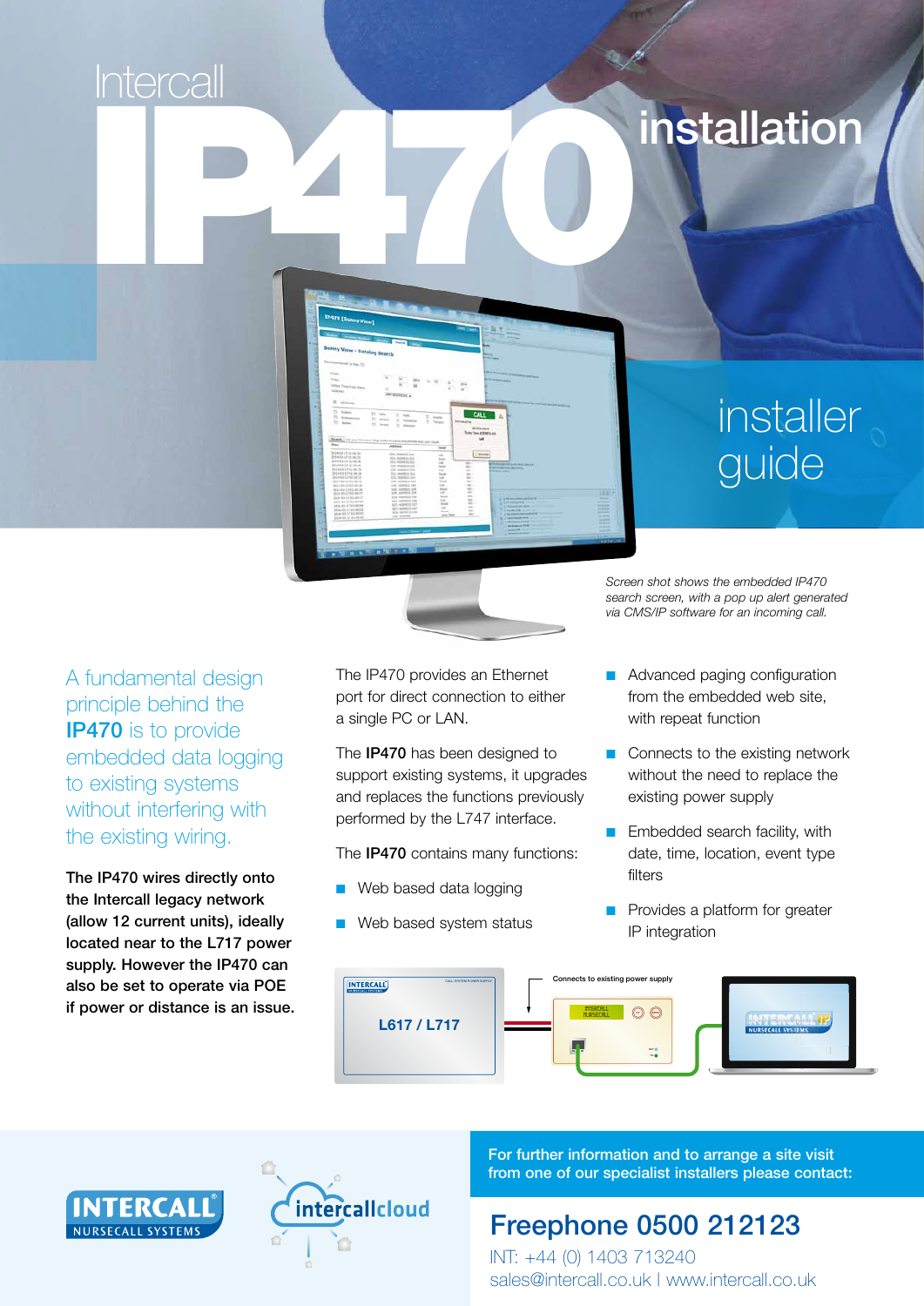# Intercall IP470 installation

## installer guide

*Screen shot shows the embedded IP470 search screen, with a pop up alert generated via CMS/IP software for an incoming call.*

A fundamental design principle behind the **IP470** is to provide embedded data logging to existing systems without interfering with the existing wiring.

**The IP470 wires directly onto the Intercall legacy network (allow 12 current units), ideally located near to the L717 power supply. However the IP470 can also be set to operate via POE if power or distance is an issue.**

The IP470 provides an Ethernet port for direct connection to either a single PC or LAN.

The **IP470** has been designed to support existing systems, it upgrades and replaces the functions previously performed by the L747 interface.

The **IP470** contains many functions:

- Web based data logging
- Web based system status
- Advanced paging configuration from the embedded web site, with repeat function
- Connects to the existing network without the need to replace the existing power supply
- Embedded search facility, with date, time, location, event type filters
- Provides a platform for greater IP integration

L617 / L717

Connects to existing power supply

INTERCALL NURSECALL SYSTEMS

intercallcloud

For further information and to arrange a site visit from one of our specialist installers please contact:

## Freephone 0500 212123

INT: +44 (0) 1403 713240
sales@intercall.co.uk | www.intercall.co.uk